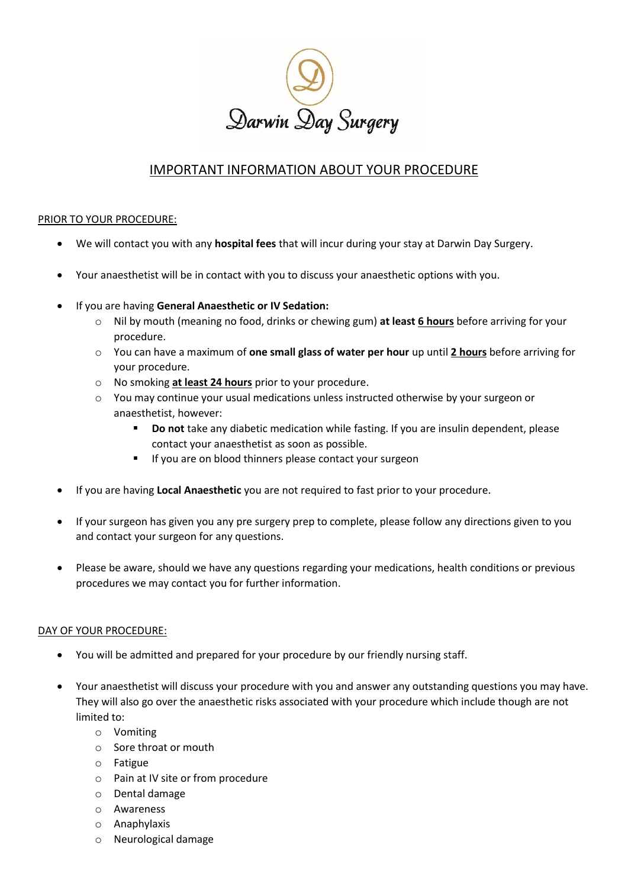Darwin Day Surgery

# IMPORTANT INFORMATION ABOUT YOUR PROCEDURE

## PRIOR TO YOUR PROCEDURE:

- We will contact you with any **hospital fees** that will incur during your stay at Darwin Day Surgery.
- Your anaesthetist will be in contact with you to discuss your anaesthetic options with you.
- If you are having **General Anaesthetic or IV Sedation:**
  - Nil by mouth (meaning no food, drinks or chewing gum) **at least 6 hours** before arriving for your procedure.
  - You can have a maximum of **one small glass of water per hour** up until **2 hours** before arriving for your procedure.
  - No smoking **at least 24 hours** prior to your procedure.
  - You may continue your usual medications unless instructed otherwise by your surgeon or anaesthetist, however:
    - **Do not** take any diabetic medication while fasting. If you are insulin dependent, please contact your anaesthetist as soon as possible.
    - If you are on blood thinners please contact your surgeon
- If you are having **Local Anaesthetic** you are not required to fast prior to your procedure.
- If your surgeon has given you any pre surgery prep to complete, please follow any directions given to you and contact your surgeon for any questions.
- Please be aware, should we have any questions regarding your medications, health conditions or previous procedures we may contact you for further information.

## DAY OF YOUR PROCEDURE:

- You will be admitted and prepared for your procedure by our friendly nursing staff.
- Your anaesthetist will discuss your procedure with you and answer any outstanding questions you may have. They will also go over the anaesthetic risks associated with your procedure which include though are not limited to:
  - Vomiting
  - Sore throat or mouth
  - Fatigue
  - Pain at IV site or from procedure
  - Dental damage
  - Awareness
  - Anaphylaxis
  - Neurological damage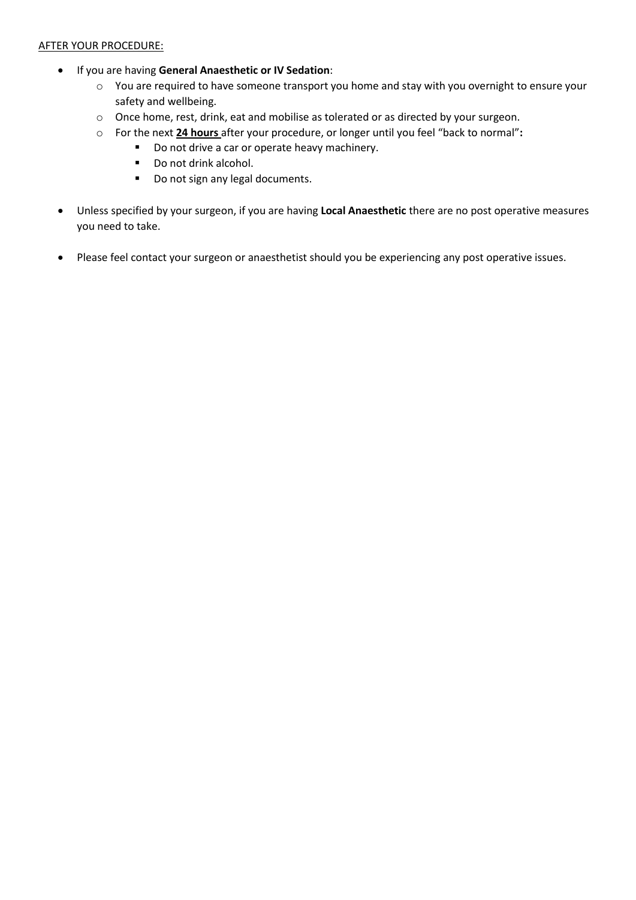AFTER YOUR PROCEDURE:

- If you are having **General Anaesthetic or IV Sedation**:
  - You are required to have someone transport you home and stay with you overnight to ensure your safety and wellbeing.
  - Once home, rest, drink, eat and mobilise as tolerated or as directed by your surgeon.
  - For the next **24 hours** after your procedure, or longer until you feel "back to normal"**:**
    - Do not drive a car or operate heavy machinery.
    - Do not drink alcohol.
    - Do not sign any legal documents.

- Unless specified by your surgeon, if you are having **Local Anaesthetic** there are no post operative measures you need to take.

- Please feel contact your surgeon or anaesthetist should you be experiencing any post operative issues.